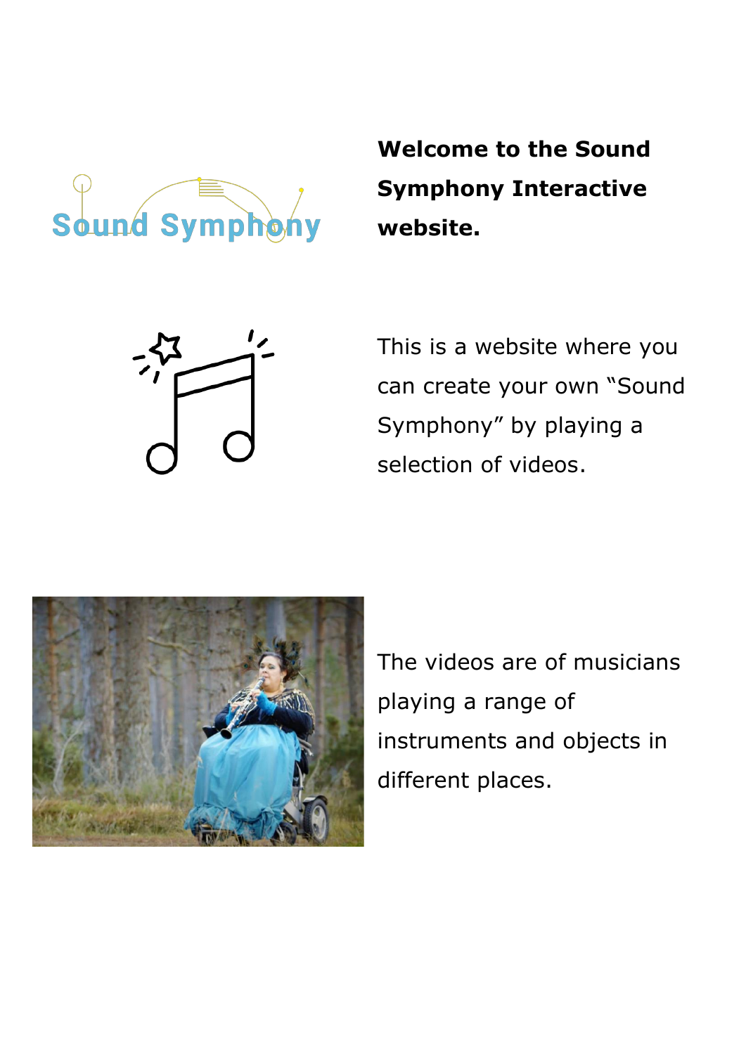**Welcome to the Sound Symphony Interactive website.**

This is a website where you can create your own "Sound Symphony" by playing a selection of videos.

The videos are of musicians playing a range of instruments and objects in different places.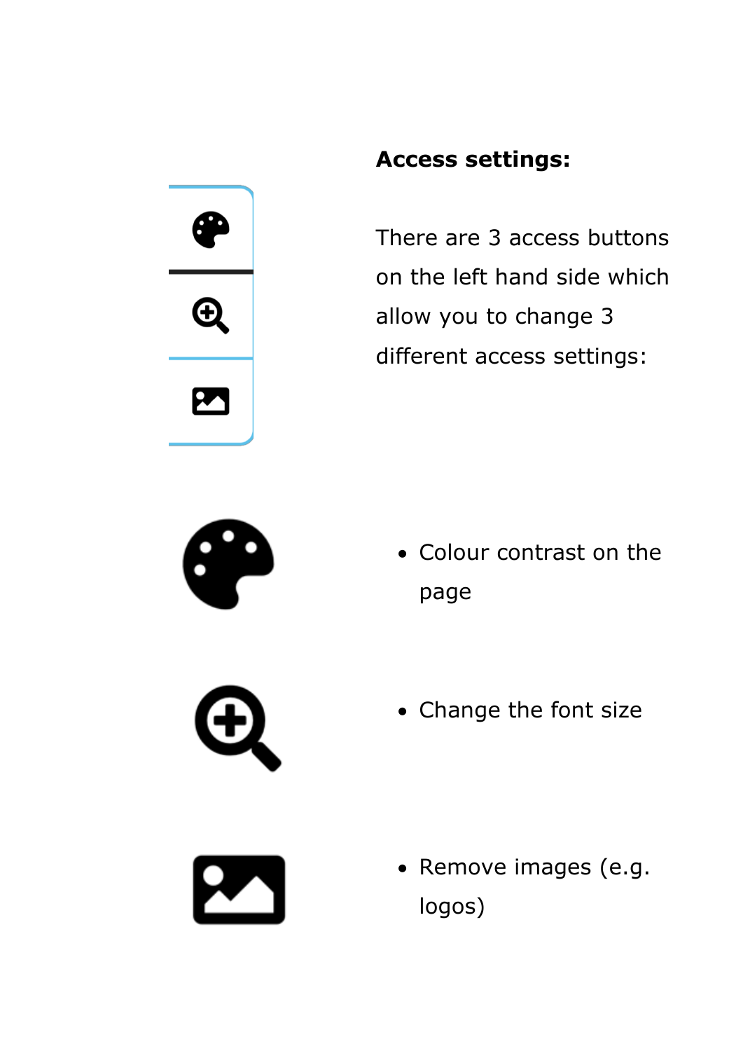**Access settings:**

There are 3 access buttons on the left hand side which allow you to change 3 different access settings:

- Colour contrast on the page
- Change the font size
- Remove images (e.g. logos)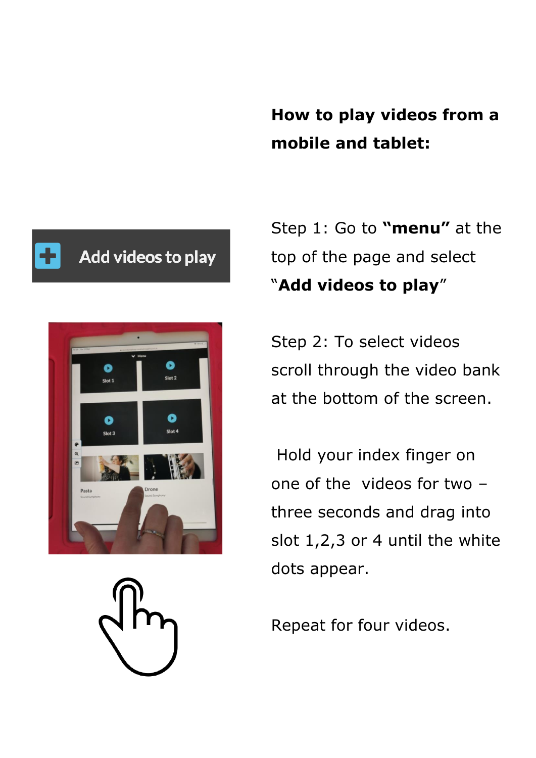**How to play videos from a mobile and tablet:**

Step 1: Go to **"menu"** at the top of the page and select "**Add videos to play**"

Step 2: To select videos scroll through the video bank at the bottom of the screen.

Hold your index finger on one of the videos for two – three seconds and drag into slot 1,2,3 or 4 until the white dots appear.

Repeat for four videos.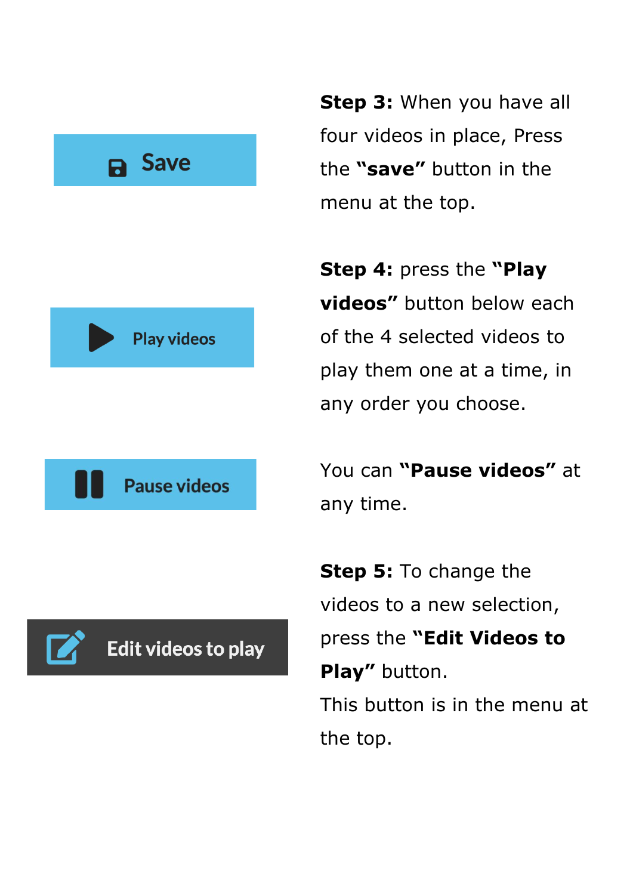Save

**Step 3:** When you have all four videos in place, Press the **"save"** button in the menu at the top.

Play videos

**Step 4:** press the **"Play videos"** button below each of the 4 selected videos to play them one at a time, in any order you choose.

Pause videos

You can **"Pause videos"** at any time.

Edit videos to play

**Step 5:** To change the videos to a new selection, press the **"Edit Videos to Play"** button.
This button is in the menu at the top.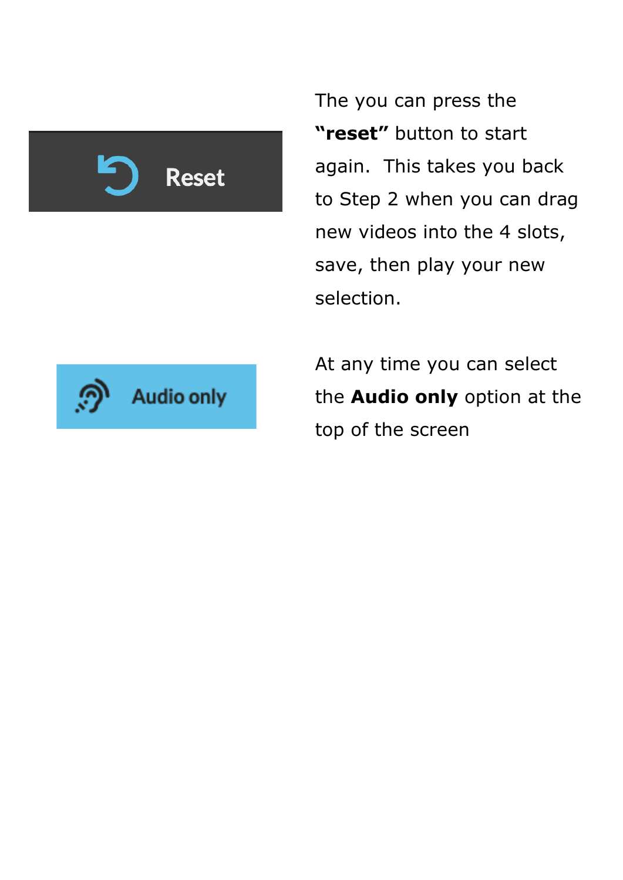Reset

The you can press the **"reset"** button to start again. This takes you back to Step 2 when you can drag new videos into the 4 slots, save, then play your new selection.

Audio only

At any time you can select the **Audio only** option at the top of the screen